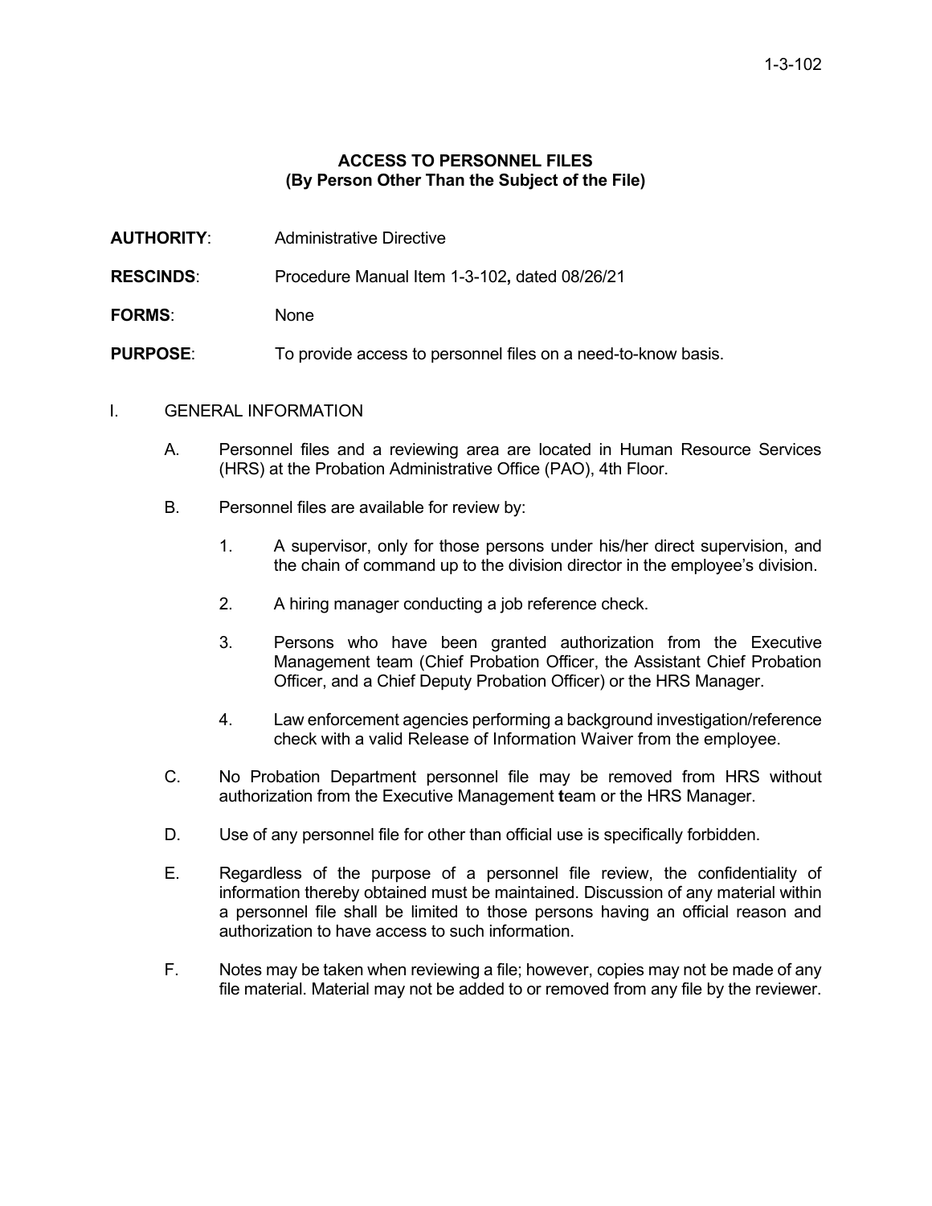# ACCESS TO PERSONNEL FILES
## (By Person Other Than the Subject of the File)

**AUTHORITY**: Administrative Directive

**RESCINDS**: Procedure Manual Item 1-3-102, dated 08/26/21

**FORMS**: None

**PURPOSE**: To provide access to personnel files on a need-to-know basis.

I. GENERAL INFORMATION

A. Personnel files and a reviewing area are located in Human Resource Services (HRS) at the Probation Administrative Office (PAO), 4th Floor.

B. Personnel files are available for review by:

1. A supervisor, only for those persons under his/her direct supervision, and the chain of command up to the division director in the employee's division.

2. A hiring manager conducting a job reference check.

3. Persons who have been granted authorization from the Executive Management team (Chief Probation Officer, the Assistant Chief Probation Officer, and a Chief Deputy Probation Officer) or the HRS Manager.

4. Law enforcement agencies performing a background investigation/reference check with a valid Release of Information Waiver from the employee.

C. No Probation Department personnel file may be removed from HRS without authorization from the Executive Management team or the HRS Manager.

D. Use of any personnel file for other than official use is specifically forbidden.

E. Regardless of the purpose of a personnel file review, the confidentiality of information thereby obtained must be maintained. Discussion of any material within a personnel file shall be limited to those persons having an official reason and authorization to have access to such information.

F. Notes may be taken when reviewing a file; however, copies may not be made of any file material. Material may not be added to or removed from any file by the reviewer.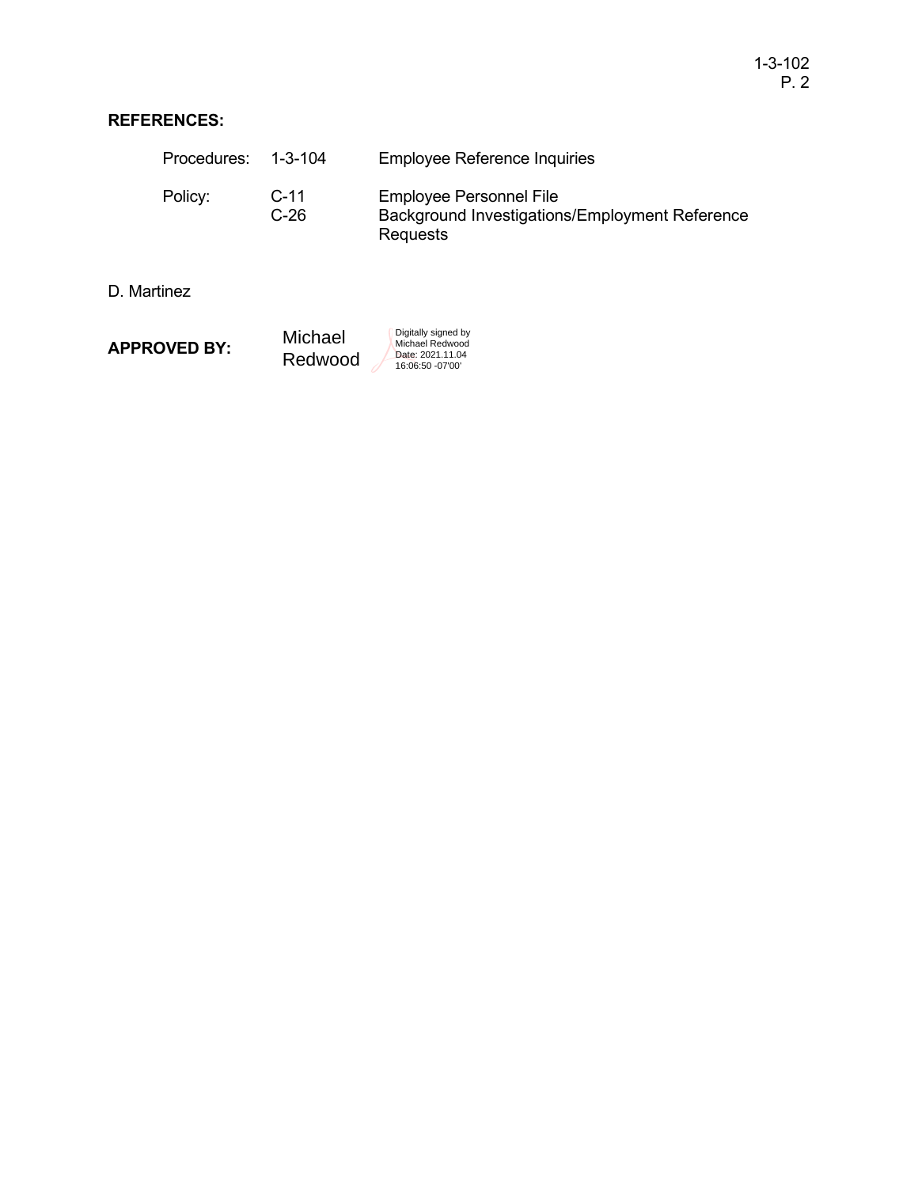**REFERENCES:**

| | | |
|---|---|---|
| Procedures: | 1-3-104 | Employee Reference Inquiries |
| Policy: | C-11 | Employee Personnel File |
| | C-26 | Background Investigations/Employment Reference Requests |

D. Martinez

**APPROVED BY:** Michael Redwood

Digitally signed by Michael Redwood
Date: 2021.11.04 16:06:50 -07'00'